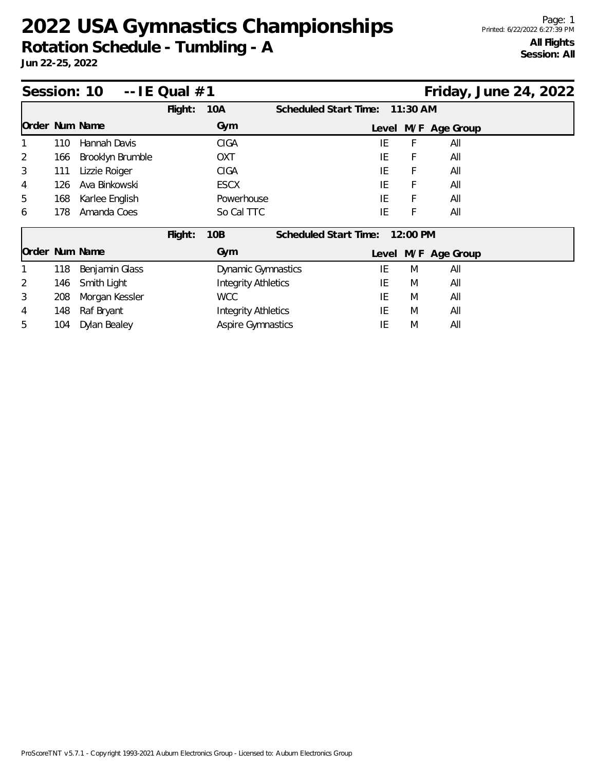# 2022 USA Gymnastics Championships

## Rotation Schedule - Tumbling - A

**Jun 22-25, 2022**

**All Flights**
**Session: All**

## Session: 10 -- IE Qual #1 — Friday, June 24, 2022

**Flight: 10A** — **Scheduled Start Time: 11:30 AM**

| Order | Num | Name | Gym | Level | M/F | Age Group |
|---|---|---|---|---|---|---|
| 1 | 110 | Hannah Davis | CIGA | IE | F | All |
| 2 | 166 | Brooklyn Brumble | OXT | IE | F | All |
| 3 | 111 | Lizzie Roiger | CIGA | IE | F | All |
| 4 | 126 | Ava Binkowski | ESCX | IE | F | All |
| 5 | 168 | Karlee English | Powerhouse | IE | F | All |
| 6 | 178 | Amanda Coes | So Cal TTC | IE | F | All |

**Flight: 10B** — **Scheduled Start Time: 12:00 PM**

| Order | Num | Name | Gym | Level | M/F | Age Group |
|---|---|---|---|---|---|---|
| 1 | 118 | Benjamin Glass | Dynamic Gymnastics | IE | M | All |
| 2 | 146 | Smith Light | Integrity Athletics | IE | M | All |
| 3 | 208 | Morgan Kessler | WCC | IE | M | All |
| 4 | 148 | Raf Bryant | Integrity Athletics | IE | M | All |
| 5 | 104 | Dylan Bealey | Aspire Gymnastics | IE | M | All |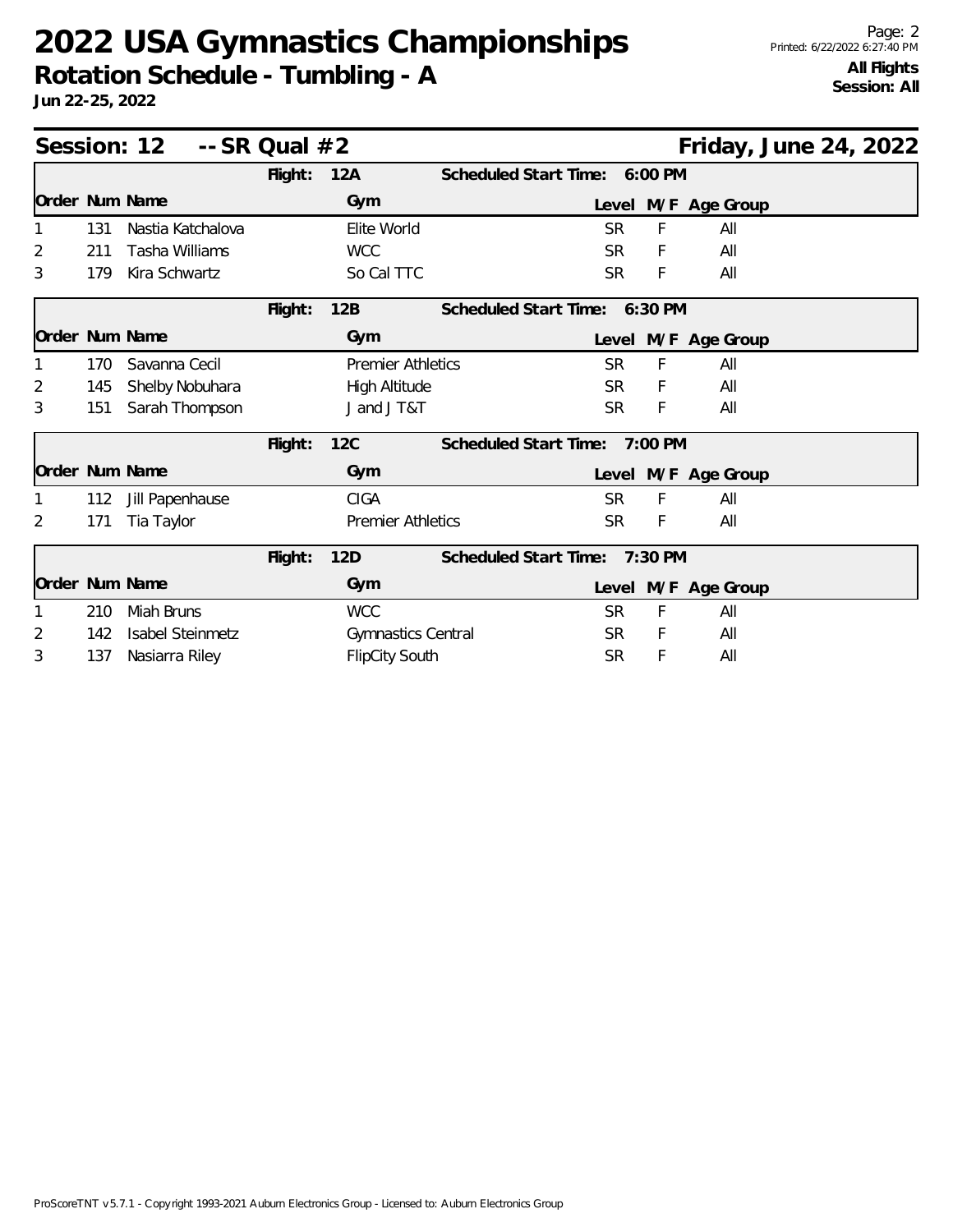# 2022 USA Gymnastics Championships

## Rotation Schedule - Tumbling - A

**Jun 22-25, 2022**

**All Flights**
**Session: All**

## Session: 12 -- SR Qual #2 — Friday, June 24, 2022

**Flight: 12A — Scheduled Start Time: 6:00 PM**

| Order | Num | Name | Gym | Level | M/F | Age Group |
|---|---|---|---|---|---|---|
| 1 | 131 | Nastia Katchalova | Elite World | SR | F | All |
| 2 | 211 | Tasha Williams | WCC | SR | F | All |
| 3 | 179 | Kira Schwartz | So Cal TTC | SR | F | All |

**Flight: 12B — Scheduled Start Time: 6:30 PM**

| Order | Num | Name | Gym | Level | M/F | Age Group |
|---|---|---|---|---|---|---|
| 1 | 170 | Savanna Cecil | Premier Athletics | SR | F | All |
| 2 | 145 | Shelby Nobuhara | High Altitude | SR | F | All |
| 3 | 151 | Sarah Thompson | J and J T&T | SR | F | All |

**Flight: 12C — Scheduled Start Time: 7:00 PM**

| Order | Num | Name | Gym | Level | M/F | Age Group |
|---|---|---|---|---|---|---|
| 1 | 112 | Jill Papenhause | CIGA | SR | F | All |
| 2 | 171 | Tia Taylor | Premier Athletics | SR | F | All |

**Flight: 12D — Scheduled Start Time: 7:30 PM**

| Order | Num | Name | Gym | Level | M/F | Age Group |
|---|---|---|---|---|---|---|
| 1 | 210 | Miah Bruns | WCC | SR | F | All |
| 2 | 142 | Isabel Steinmetz | Gymnastics Central | SR | F | All |
| 3 | 137 | Nasiarra Riley | FlipCity South | SR | F | All |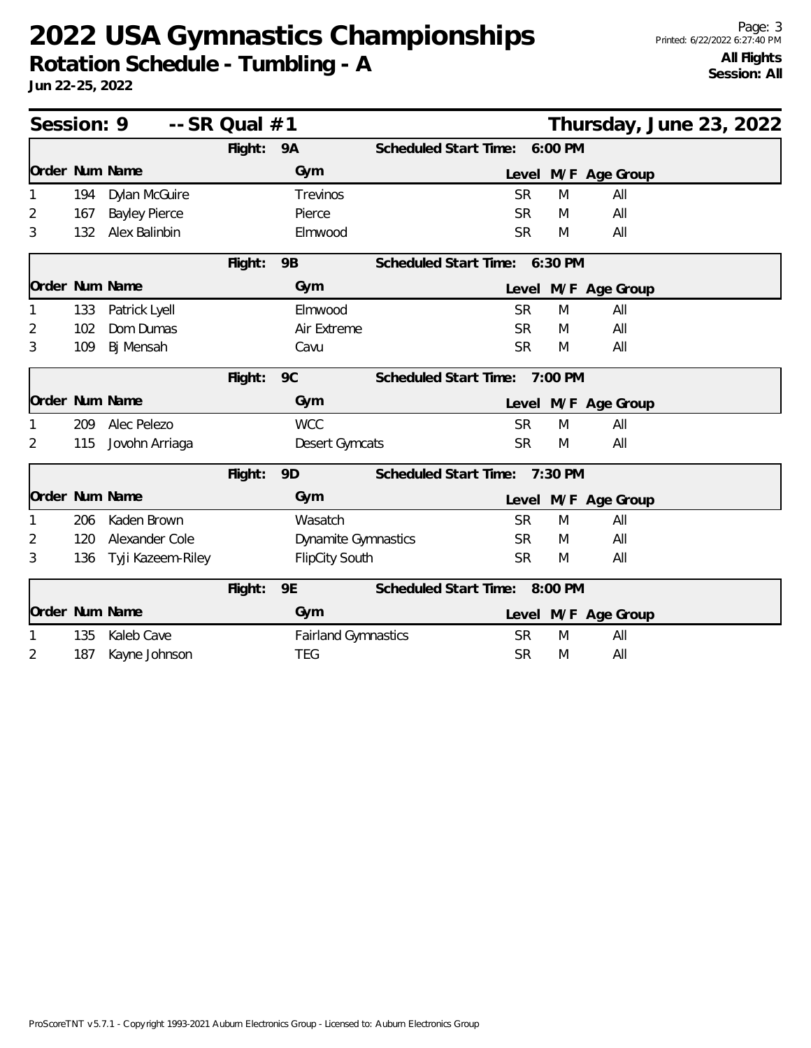# 2022 USA Gymnastics Championships

**Rotation Schedule - Tumbling - A**

**Jun 22-25, 2022**

Printed: 6/22/2022 6:27:40 PM

**All Flights**
**Session: All**

## Session: 9 -- SR Qual #1 — Thursday, June 23, 2022

**Flight: 9A — Scheduled Start Time: 6:00 PM**

| Order | Num | Name | Gym | Level | M/F | Age Group |
|---|---|---|---|---|---|---|
| 1 | 194 | Dylan McGuire | Trevinos | SR | M | All |
| 2 | 167 | Bayley Pierce | Pierce | SR | M | All |
| 3 | 132 | Alex Balinbin | Elmwood | SR | M | All |

**Flight: 9B — Scheduled Start Time: 6:30 PM**

| Order | Num | Name | Gym | Level | M/F | Age Group |
|---|---|---|---|---|---|---|
| 1 | 133 | Patrick Lyell | Elmwood | SR | M | All |
| 2 | 102 | Dom Dumas | Air Extreme | SR | M | All |
| 3 | 109 | Bj Mensah | Cavu | SR | M | All |

**Flight: 9C — Scheduled Start Time: 7:00 PM**

| Order | Num | Name | Gym | Level | M/F | Age Group |
|---|---|---|---|---|---|---|
| 1 | 209 | Alec Pelezo | WCC | SR | M | All |
| 2 | 115 | Jovohn Arriaga | Desert Gymcats | SR | M | All |

**Flight: 9D — Scheduled Start Time: 7:30 PM**

| Order | Num | Name | Gym | Level | M/F | Age Group |
|---|---|---|---|---|---|---|
| 1 | 206 | Kaden Brown | Wasatch | SR | M | All |
| 2 | 120 | Alexander Cole | Dynamite Gymnastics | SR | M | All |
| 3 | 136 | Tyji Kazeem-Riley | FlipCity South | SR | M | All |

**Flight: 9E — Scheduled Start Time: 8:00 PM**

| Order | Num | Name | Gym | Level | M/F | Age Group |
|---|---|---|---|---|---|---|
| 1 | 135 | Kaleb Cave | Fairland Gymnastics | SR | M | All |
| 2 | 187 | Kayne Johnson | TEG | SR | M | All |

ProScoreTNT v5.7.1 - Copyright 1993-2021 Auburn Electronics Group - Licensed to: Auburn Electronics Group